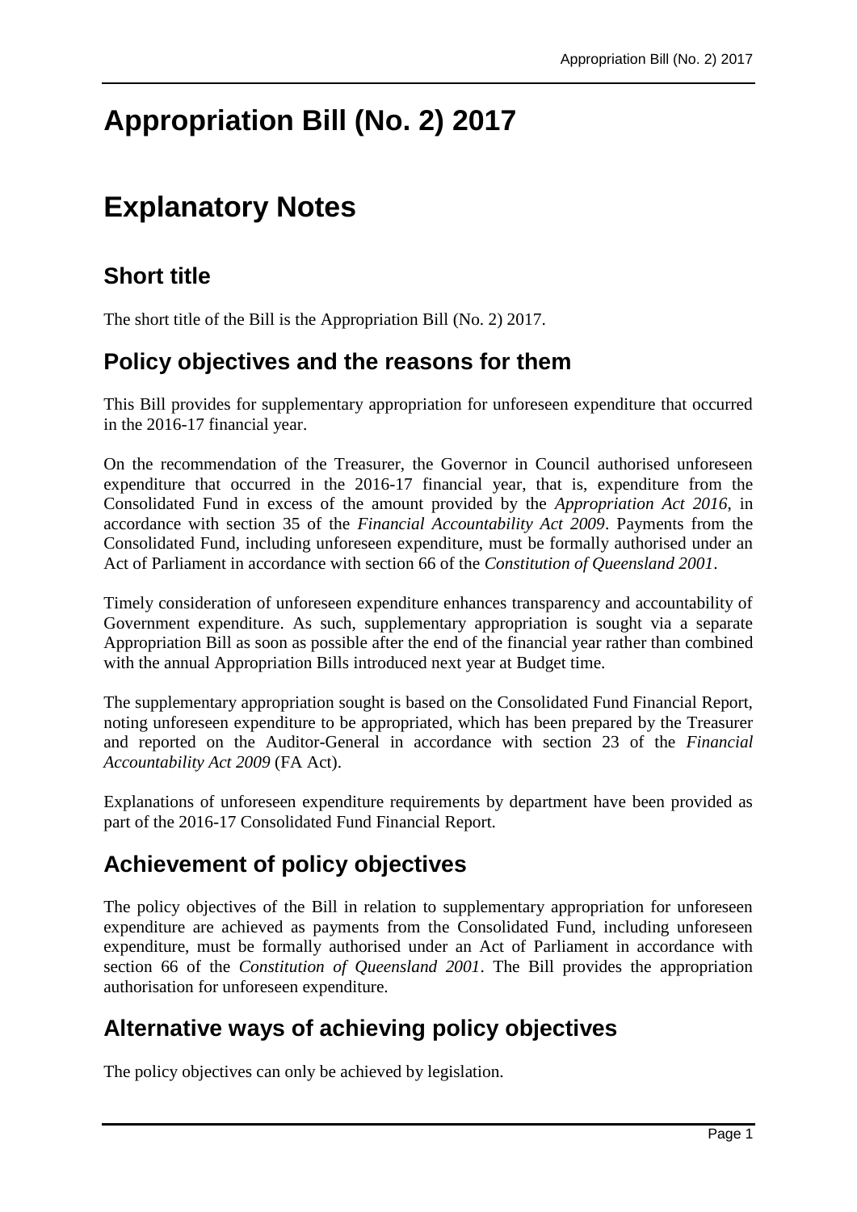# Appropriation Bill (No. 2) 2017

# Explanatory Notes

## Short title

The short title of the Bill is the Appropriation Bill (No. 2) 2017.

## Policy objectives and the reasons for them

This Bill provides for supplementary appropriation for unforeseen expenditure that occurred in the 2016-17 financial year.

On the recommendation of the Treasurer, the Governor in Council authorised unforeseen expenditure that occurred in the 2016-17 financial year, that is, expenditure from the Consolidated Fund in excess of the amount provided by the *Appropriation Act 2016*, in accordance with section 35 of the *Financial Accountability Act 2009*. Payments from the Consolidated Fund, including unforeseen expenditure, must be formally authorised under an Act of Parliament in accordance with section 66 of the *Constitution of Queensland 2001*.

Timely consideration of unforeseen expenditure enhances transparency and accountability of Government expenditure. As such, supplementary appropriation is sought via a separate Appropriation Bill as soon as possible after the end of the financial year rather than combined with the annual Appropriation Bills introduced next year at Budget time.

The supplementary appropriation sought is based on the Consolidated Fund Financial Report, noting unforeseen expenditure to be appropriated, which has been prepared by the Treasurer and reported on the Auditor-General in accordance with section 23 of the *Financial Accountability Act 2009* (FA Act).

Explanations of unforeseen expenditure requirements by department have been provided as part of the 2016-17 Consolidated Fund Financial Report.

## Achievement of policy objectives

The policy objectives of the Bill in relation to supplementary appropriation for unforeseen expenditure are achieved as payments from the Consolidated Fund, including unforeseen expenditure, must be formally authorised under an Act of Parliament in accordance with section 66 of the *Constitution of Queensland 2001*. The Bill provides the appropriation authorisation for unforeseen expenditure.

## Alternative ways of achieving policy objectives

The policy objectives can only be achieved by legislation.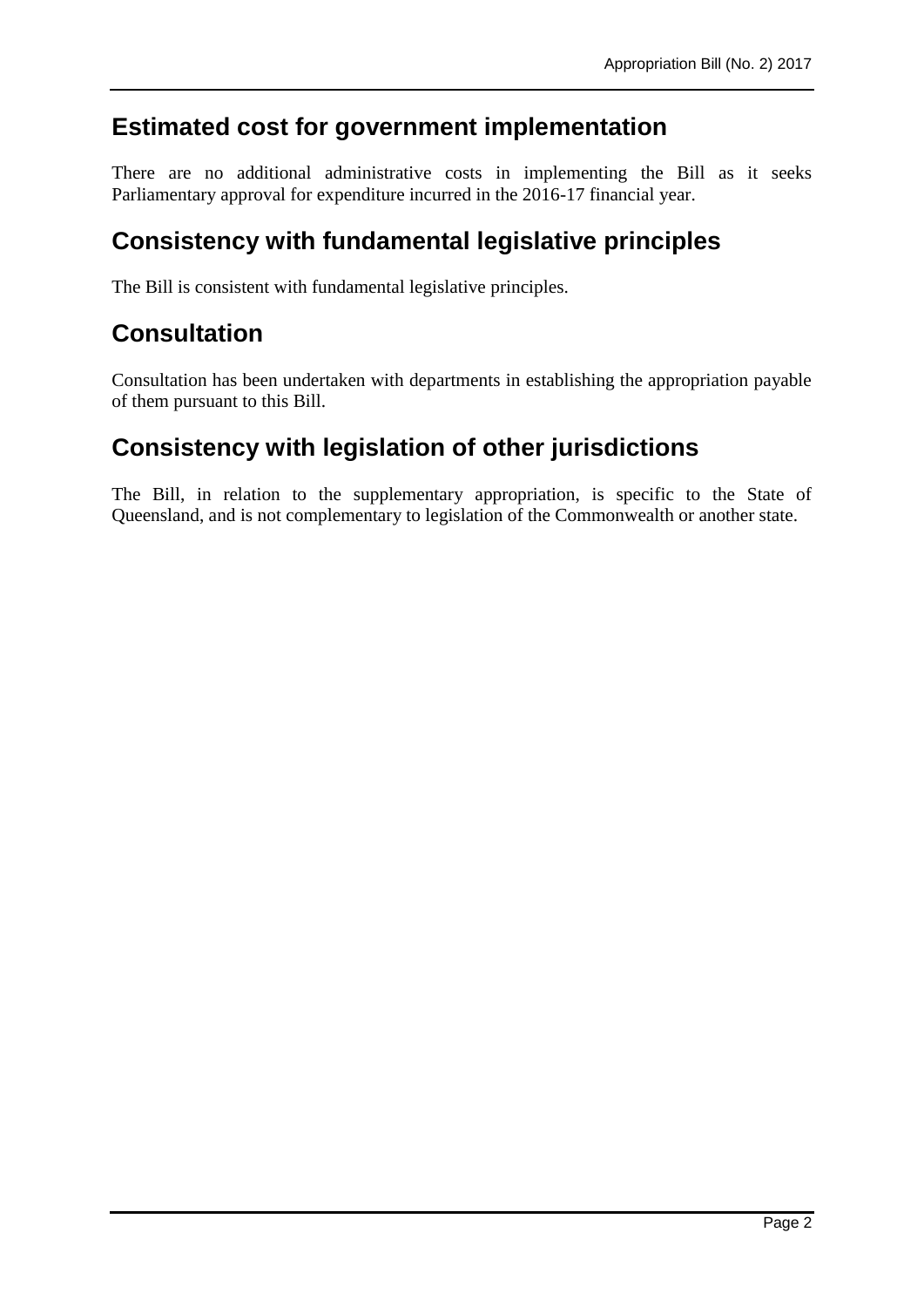## Estimated cost for government implementation

There are no additional administrative costs in implementing the Bill as it seeks Parliamentary approval for expenditure incurred in the 2016-17 financial year.

## Consistency with fundamental legislative principles

The Bill is consistent with fundamental legislative principles.

## Consultation

Consultation has been undertaken with departments in establishing the appropriation payable of them pursuant to this Bill.

## Consistency with legislation of other jurisdictions

The Bill, in relation to the supplementary appropriation, is specific to the State of Queensland, and is not complementary to legislation of the Commonwealth or another state.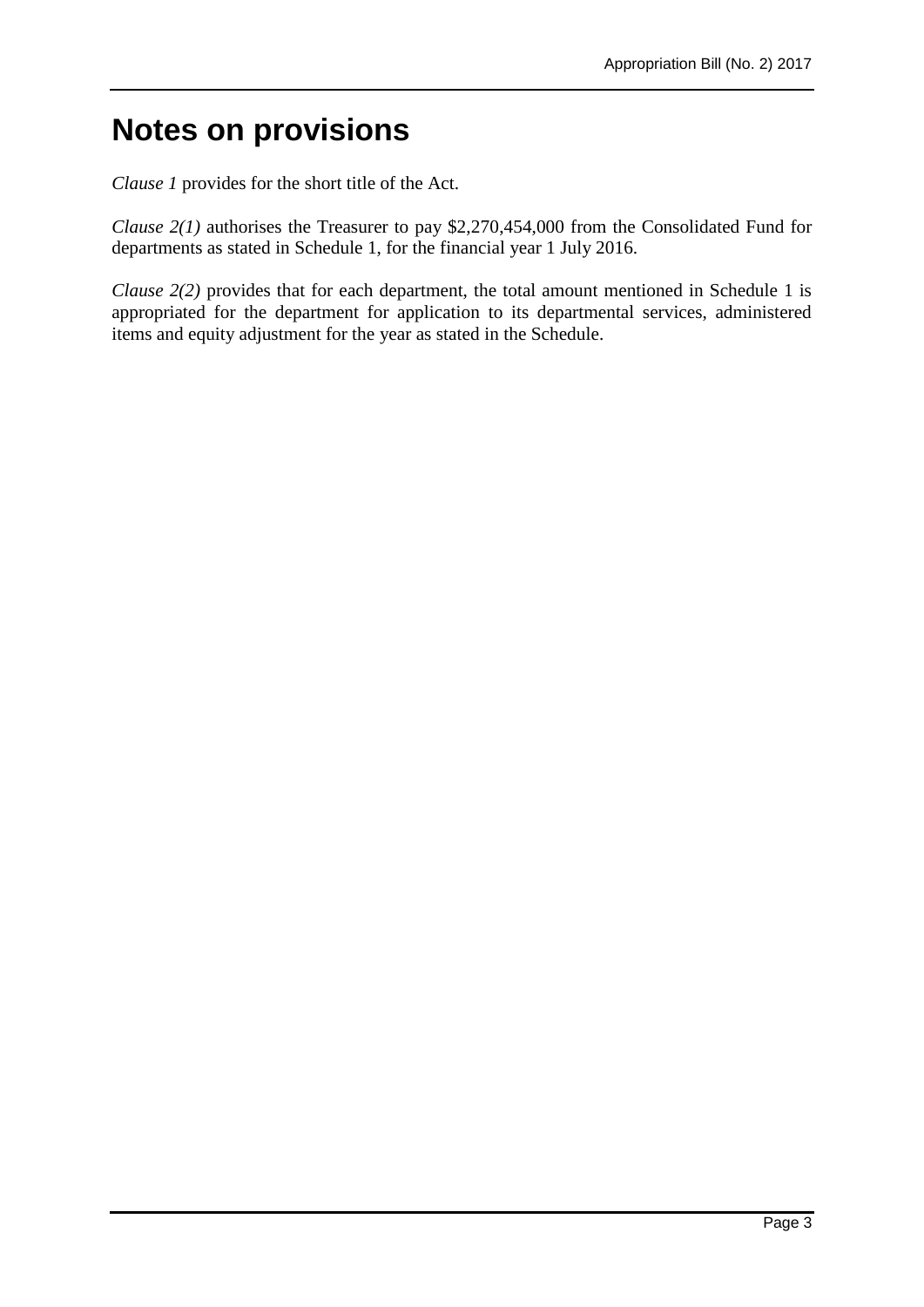# Notes on provisions

*Clause 1* provides for the short title of the Act.

*Clause 2(1)* authorises the Treasurer to pay $2,270,454,000 from the Consolidated Fund for departments as stated in Schedule 1, for the financial year 1 July 2016.

*Clause 2(2)* provides that for each department, the total amount mentioned in Schedule 1 is appropriated for the department for application to its departmental services, administered items and equity adjustment for the year as stated in the Schedule.